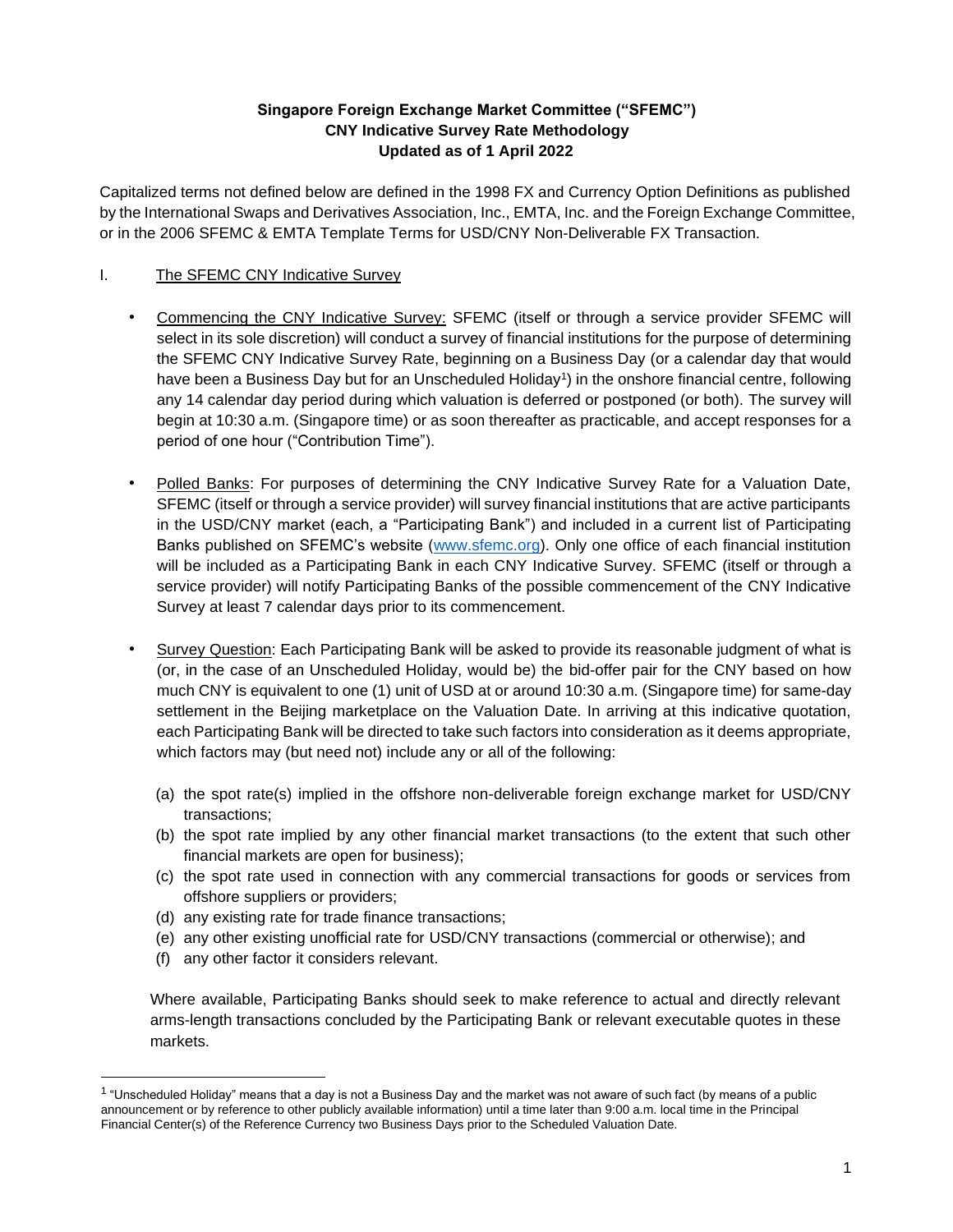**Singapore Foreign Exchange Market Committee ("SFEMC")**
**CNY Indicative Survey Rate Methodology**
**Updated as of 1 April 2022**

Capitalized terms not defined below are defined in the 1998 FX and Currency Option Definitions as published by the International Swaps and Derivatives Association, Inc., EMTA, Inc. and the Foreign Exchange Committee, or in the 2006 SFEMC & EMTA Template Terms for USD/CNY Non-Deliverable FX Transaction.

I. The SFEMC CNY Indicative Survey

- Commencing the CNY Indicative Survey: SFEMC (itself or through a service provider SFEMC will select in its sole discretion) will conduct a survey of financial institutions for the purpose of determining the SFEMC CNY Indicative Survey Rate, beginning on a Business Day (or a calendar day that would have been a Business Day but for an Unscheduled Holiday[1]) in the onshore financial centre, following any 14 calendar day period during which valuation is deferred or postponed (or both). The survey will begin at 10:30 a.m. (Singapore time) or as soon thereafter as practicable, and accept responses for a period of one hour ("Contribution Time").

- Polled Banks: For purposes of determining the CNY Indicative Survey Rate for a Valuation Date, SFEMC (itself or through a service provider) will survey financial institutions that are active participants in the USD/CNY market (each, a "Participating Bank") and included in a current list of Participating Banks published on SFEMC's website (www.sfemc.org). Only one office of each financial institution will be included as a Participating Bank in each CNY Indicative Survey. SFEMC (itself or through a service provider) will notify Participating Banks of the possible commencement of the CNY Indicative Survey at least 7 calendar days prior to its commencement.

- Survey Question: Each Participating Bank will be asked to provide its reasonable judgment of what is (or, in the case of an Unscheduled Holiday, would be) the bid-offer pair for the CNY based on how much CNY is equivalent to one (1) unit of USD at or around 10:30 a.m. (Singapore time) for same-day settlement in the Beijing marketplace on the Valuation Date. In arriving at this indicative quotation, each Participating Bank will be directed to take such factors into consideration as it deems appropriate, which factors may (but need not) include any or all of the following:

  (a) the spot rate(s) implied in the offshore non-deliverable foreign exchange market for USD/CNY transactions;
  (b) the spot rate implied by any other financial market transactions (to the extent that such other financial markets are open for business);
  (c) the spot rate used in connection with any commercial transactions for goods or services from offshore suppliers or providers;
  (d) any existing rate for trade finance transactions;
  (e) any other existing unofficial rate for USD/CNY transactions (commercial or otherwise); and
  (f) any other factor it considers relevant.

  Where available, Participating Banks should seek to make reference to actual and directly relevant arms-length transactions concluded by the Participating Bank or relevant executable quotes in these markets.

[1] "Unscheduled Holiday" means that a day is not a Business Day and the market was not aware of such fact (by means of a public announcement or by reference to other publicly available information) until a time later than 9:00 a.m. local time in the Principal Financial Center(s) of the Reference Currency two Business Days prior to the Scheduled Valuation Date.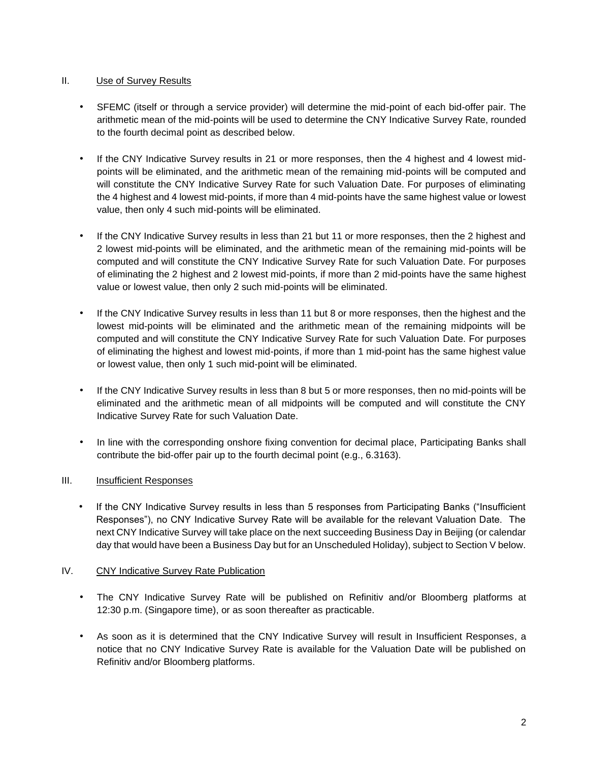## II. Use of Survey Results

- SFEMC (itself or through a service provider) will determine the mid-point of each bid-offer pair. The arithmetic mean of the mid-points will be used to determine the CNY Indicative Survey Rate, rounded to the fourth decimal point as described below.

- If the CNY Indicative Survey results in 21 or more responses, then the 4 highest and 4 lowest mid-points will be eliminated, and the arithmetic mean of the remaining mid-points will be computed and will constitute the CNY Indicative Survey Rate for such Valuation Date. For purposes of eliminating the 4 highest and 4 lowest mid-points, if more than 4 mid-points have the same highest value or lowest value, then only 4 such mid-points will be eliminated.

- If the CNY Indicative Survey results in less than 21 but 11 or more responses, then the 2 highest and 2 lowest mid-points will be eliminated, and the arithmetic mean of the remaining mid-points will be computed and will constitute the CNY Indicative Survey Rate for such Valuation Date. For purposes of eliminating the 2 highest and 2 lowest mid-points, if more than 2 mid-points have the same highest value or lowest value, then only 2 such mid-points will be eliminated.

- If the CNY Indicative Survey results in less than 11 but 8 or more responses, then the highest and the lowest mid-points will be eliminated and the arithmetic mean of the remaining midpoints will be computed and will constitute the CNY Indicative Survey Rate for such Valuation Date. For purposes of eliminating the highest and lowest mid-points, if more than 1 mid-point has the same highest value or lowest value, then only 1 such mid-point will be eliminated.

- If the CNY Indicative Survey results in less than 8 but 5 or more responses, then no mid-points will be eliminated and the arithmetic mean of all midpoints will be computed and will constitute the CNY Indicative Survey Rate for such Valuation Date.

- In line with the corresponding onshore fixing convention for decimal place, Participating Banks shall contribute the bid-offer pair up to the fourth decimal point (e.g., 6.3163).

## III. Insufficient Responses

- If the CNY Indicative Survey results in less than 5 responses from Participating Banks ("Insufficient Responses"), no CNY Indicative Survey Rate will be available for the relevant Valuation Date. The next CNY Indicative Survey will take place on the next succeeding Business Day in Beijing (or calendar day that would have been a Business Day but for an Unscheduled Holiday), subject to Section V below.

## IV. CNY Indicative Survey Rate Publication

- The CNY Indicative Survey Rate will be published on Refinitiv and/or Bloomberg platforms at 12:30 p.m. (Singapore time), or as soon thereafter as practicable.

- As soon as it is determined that the CNY Indicative Survey will result in Insufficient Responses, a notice that no CNY Indicative Survey Rate is available for the Valuation Date will be published on Refinitiv and/or Bloomberg platforms.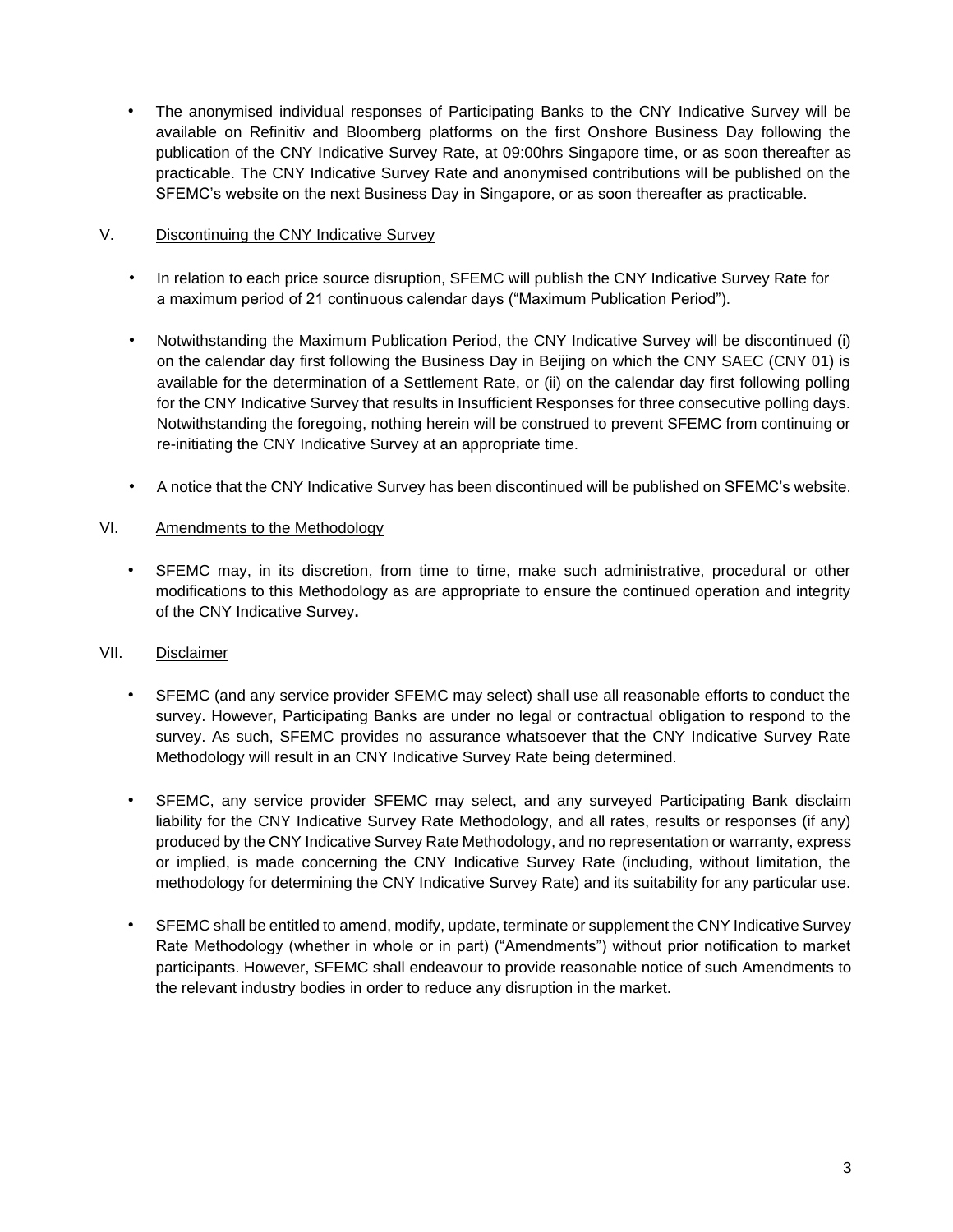- The anonymised individual responses of Participating Banks to the CNY Indicative Survey will be available on Refinitiv and Bloomberg platforms on the first Onshore Business Day following the publication of the CNY Indicative Survey Rate, at 09:00hrs Singapore time, or as soon thereafter as practicable. The CNY Indicative Survey Rate and anonymised contributions will be published on the SFEMC's website on the next Business Day in Singapore, or as soon thereafter as practicable.

## V. Discontinuing the CNY Indicative Survey

- In relation to each price source disruption, SFEMC will publish the CNY Indicative Survey Rate for a maximum period of 21 continuous calendar days ("Maximum Publication Period").

- Notwithstanding the Maximum Publication Period, the CNY Indicative Survey will be discontinued (i) on the calendar day first following the Business Day in Beijing on which the CNY SAEC (CNY 01) is available for the determination of a Settlement Rate, or (ii) on the calendar day first following polling for the CNY Indicative Survey that results in Insufficient Responses for three consecutive polling days. Notwithstanding the foregoing, nothing herein will be construed to prevent SFEMC from continuing or re-initiating the CNY Indicative Survey at an appropriate time.

- A notice that the CNY Indicative Survey has been discontinued will be published on SFEMC's website.

## VI. Amendments to the Methodology

- SFEMC may, in its discretion, from time to time, make such administrative, procedural or other modifications to this Methodology as are appropriate to ensure the continued operation and integrity of the CNY Indicative Survey.

## VII. Disclaimer

- SFEMC (and any service provider SFEMC may select) shall use all reasonable efforts to conduct the survey. However, Participating Banks are under no legal or contractual obligation to respond to the survey. As such, SFEMC provides no assurance whatsoever that the CNY Indicative Survey Rate Methodology will result in an CNY Indicative Survey Rate being determined.

- SFEMC, any service provider SFEMC may select, and any surveyed Participating Bank disclaim liability for the CNY Indicative Survey Rate Methodology, and all rates, results or responses (if any) produced by the CNY Indicative Survey Rate Methodology, and no representation or warranty, express or implied, is made concerning the CNY Indicative Survey Rate (including, without limitation, the methodology for determining the CNY Indicative Survey Rate) and its suitability for any particular use.

- SFEMC shall be entitled to amend, modify, update, terminate or supplement the CNY Indicative Survey Rate Methodology (whether in whole or in part) ("Amendments") without prior notification to market participants. However, SFEMC shall endeavour to provide reasonable notice of such Amendments to the relevant industry bodies in order to reduce any disruption in the market.